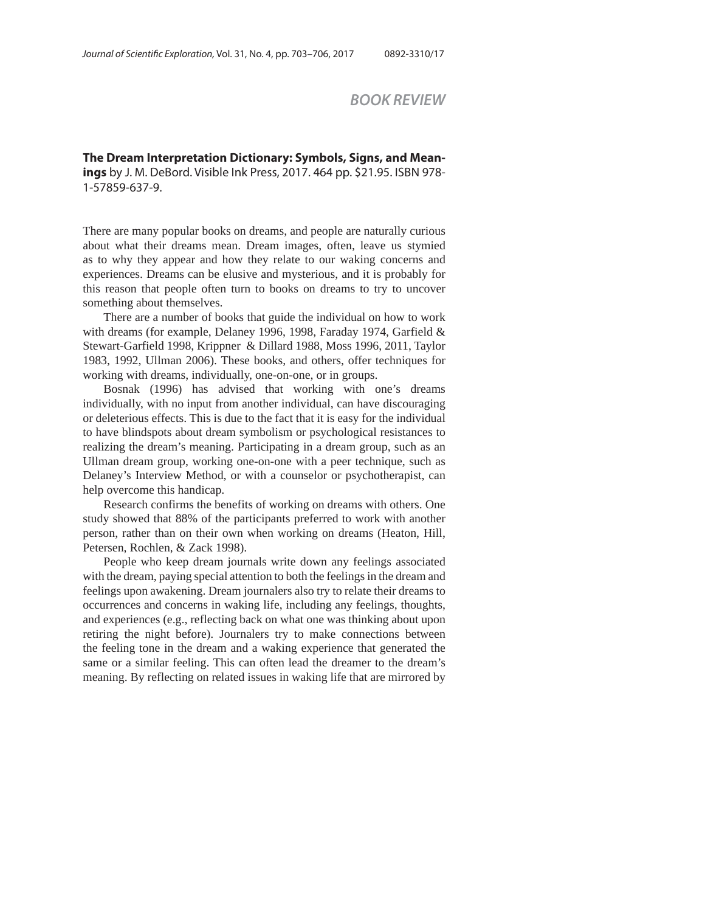# BOOK REVIEW

**The Dream Interpretation Dictionary: Symbols, Signs, and Meanings** by J. M. DeBord. Visible Ink Press, 2017. 464 pp. $21.95. ISBN 978-1-57859-637-9.

There are many popular books on dreams, and people are naturally curious about what their dreams mean. Dream images, often, leave us stymied as to why they appear and how they relate to our waking concerns and experiences. Dreams can be elusive and mysterious, and it is probably for this reason that people often turn to books on dreams to try to uncover something about themselves.

There are a number of books that guide the individual on how to work with dreams (for example, Delaney 1996, 1998, Faraday 1974, Garfield & Stewart-Garfield 1998, Krippner & Dillard 1988, Moss 1996, 2011, Taylor 1983, 1992, Ullman 2006). These books, and others, offer techniques for working with dreams, individually, one-on-one, or in groups.

Bosnak (1996) has advised that working with one's dreams individually, with no input from another individual, can have discouraging or deleterious effects. This is due to the fact that it is easy for the individual to have blindspots about dream symbolism or psychological resistances to realizing the dream's meaning. Participating in a dream group, such as an Ullman dream group, working one-on-one with a peer technique, such as Delaney's Interview Method, or with a counselor or psychotherapist, can help overcome this handicap.

Research confirms the benefits of working on dreams with others. One study showed that 88% of the participants preferred to work with another person, rather than on their own when working on dreams (Heaton, Hill, Petersen, Rochlen, & Zack 1998).

People who keep dream journals write down any feelings associated with the dream, paying special attention to both the feelings in the dream and feelings upon awakening. Dream journalers also try to relate their dreams to occurrences and concerns in waking life, including any feelings, thoughts, and experiences (e.g., reflecting back on what one was thinking about upon retiring the night before). Journalers try to make connections between the feeling tone in the dream and a waking experience that generated the same or a similar feeling. This can often lead the dreamer to the dream's meaning. By reflecting on related issues in waking life that are mirrored by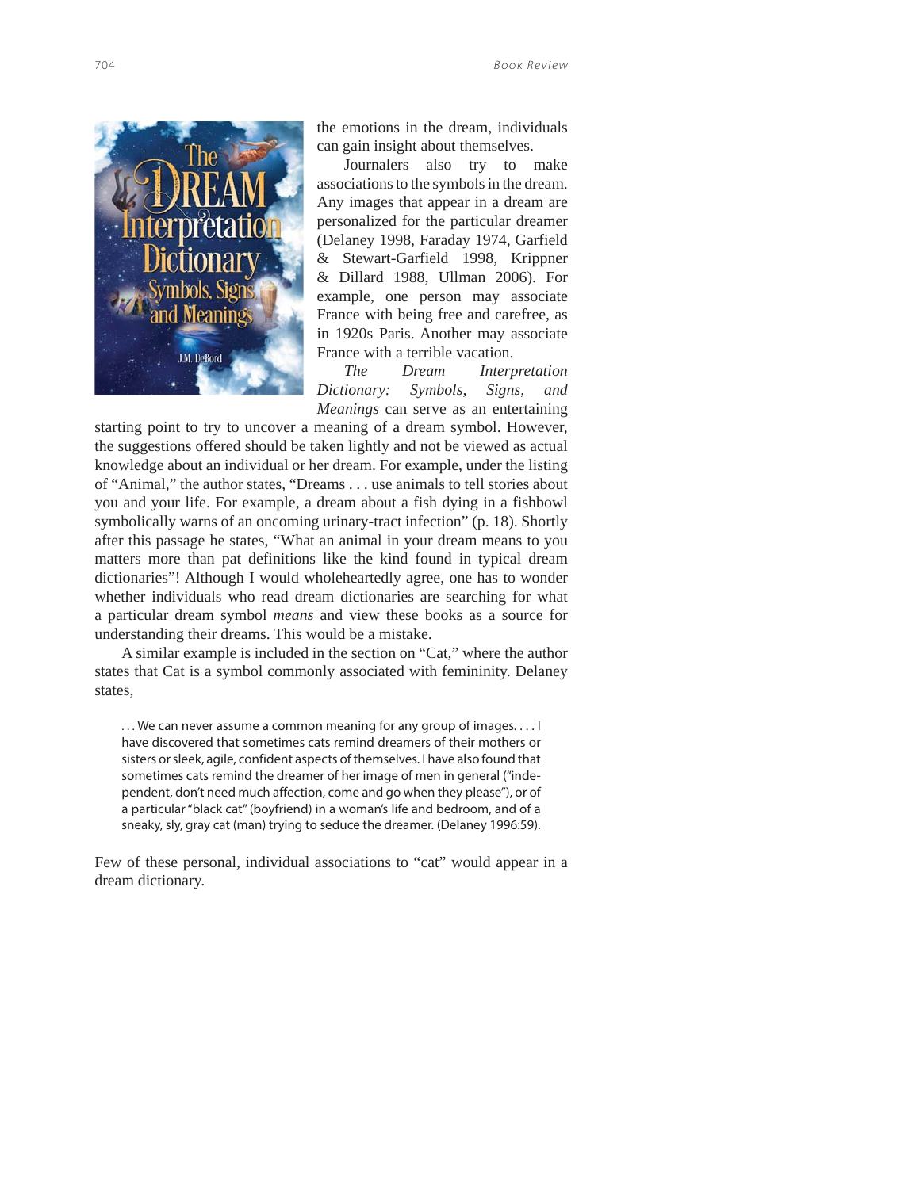the emotions in the dream, individuals can gain insight about themselves.

Journalers also try to make associations to the symbols in the dream. Any images that appear in a dream are personalized for the particular dreamer (Delaney 1998, Faraday 1974, Garfield & Stewart-Garfield 1998, Krippner & Dillard 1988, Ullman 2006). For example, one person may associate France with being free and carefree, as in 1920s Paris. Another may associate France with a terrible vacation.

*The Dream Interpretation Dictionary: Symbols, Signs, and Meanings* can serve as an entertaining starting point to try to uncover a meaning of a dream symbol. However, the suggestions offered should be taken lightly and not be viewed as actual knowledge about an individual or her dream. For example, under the listing of "Animal," the author states, "Dreams . . . use animals to tell stories about you and your life. For example, a dream about a fish dying in a fishbowl symbolically warns of an oncoming urinary-tract infection" (p. 18). Shortly after this passage he states, "What an animal in your dream means to you matters more than pat definitions like the kind found in typical dream dictionaries"! Although I would wholeheartedly agree, one has to wonder whether individuals who read dream dictionaries are searching for what a particular dream symbol *means* and view these books as a source for understanding their dreams. This would be a mistake.

A similar example is included in the section on "Cat," where the author states that Cat is a symbol commonly associated with femininity. Delaney states,

> . . . We can never assume a common meaning for any group of images. . . . I have discovered that sometimes cats remind dreamers of their mothers or sisters or sleek, agile, confident aspects of themselves. I have also found that sometimes cats remind the dreamer of her image of men in general ("independent, don't need much affection, come and go when they please"), or of a particular "black cat" (boyfriend) in a woman's life and bedroom, and of a sneaky, sly, gray cat (man) trying to seduce the dreamer. (Delaney 1996:59).

Few of these personal, individual associations to "cat" would appear in a dream dictionary.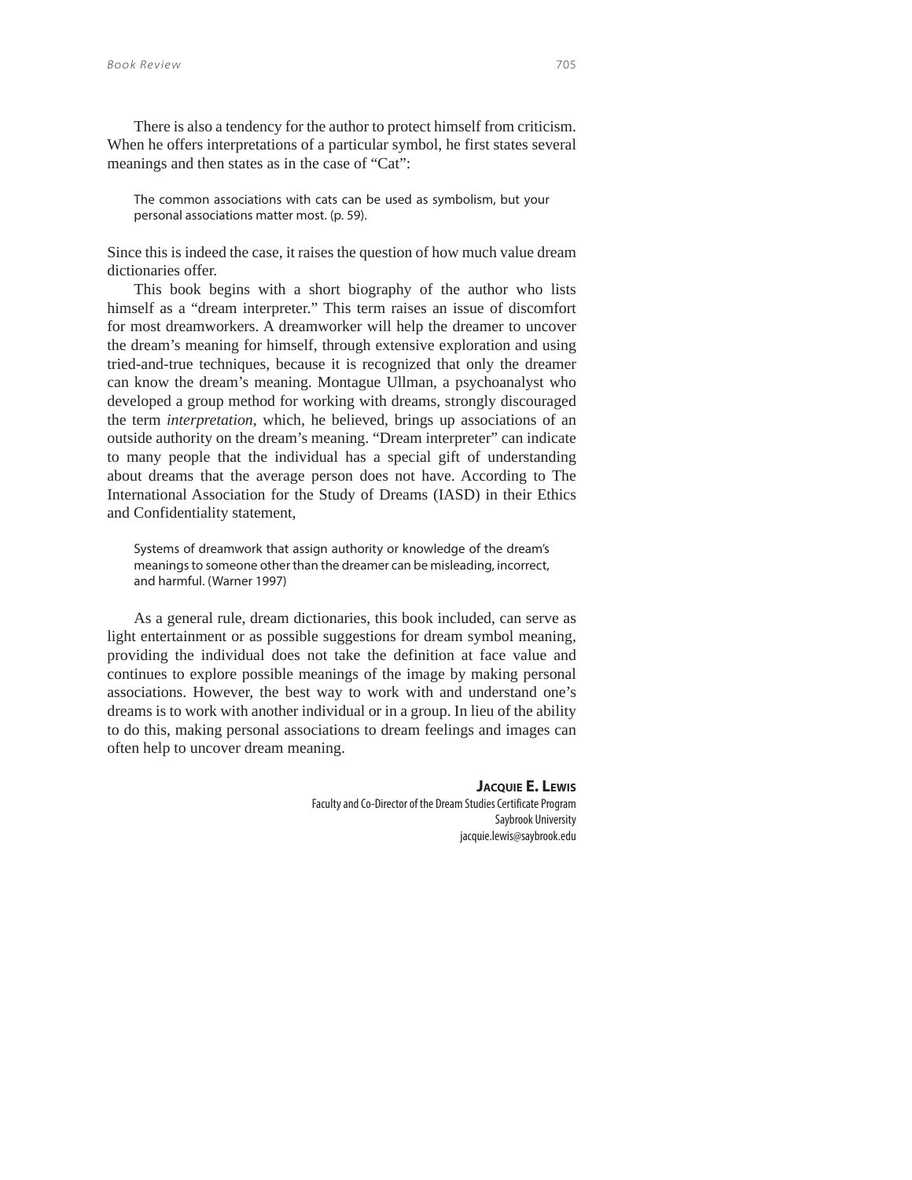There is also a tendency for the author to protect himself from criticism. When he offers interpretations of a particular symbol, he first states several meanings and then states as in the case of "Cat":

> The common associations with cats can be used as symbolism, but your personal associations matter most. (p. 59).

Since this is indeed the case, it raises the question of how much value dream dictionaries offer.

This book begins with a short biography of the author who lists himself as a "dream interpreter." This term raises an issue of discomfort for most dreamworkers. A dreamworker will help the dreamer to uncover the dream's meaning for himself, through extensive exploration and using tried-and-true techniques, because it is recognized that only the dreamer can know the dream's meaning. Montague Ullman, a psychoanalyst who developed a group method for working with dreams, strongly discouraged the term *interpretation*, which, he believed, brings up associations of an outside authority on the dream's meaning. "Dream interpreter" can indicate to many people that the individual has a special gift of understanding about dreams that the average person does not have. According to The International Association for the Study of Dreams (IASD) in their Ethics and Confidentiality statement,

> Systems of dreamwork that assign authority or knowledge of the dream's meanings to someone other than the dreamer can be misleading, incorrect, and harmful. (Warner 1997)

As a general rule, dream dictionaries, this book included, can serve as light entertainment or as possible suggestions for dream symbol meaning, providing the individual does not take the definition at face value and continues to explore possible meanings of the image by making personal associations. However, the best way to work with and understand one's dreams is to work with another individual or in a group. In lieu of the ability to do this, making personal associations to dream feelings and images can often help to uncover dream meaning.

**Jacquie E. Lewis**
Faculty and Co-Director of the Dream Studies Certificate Program
Saybrook University
jacquie.lewis@saybrook.edu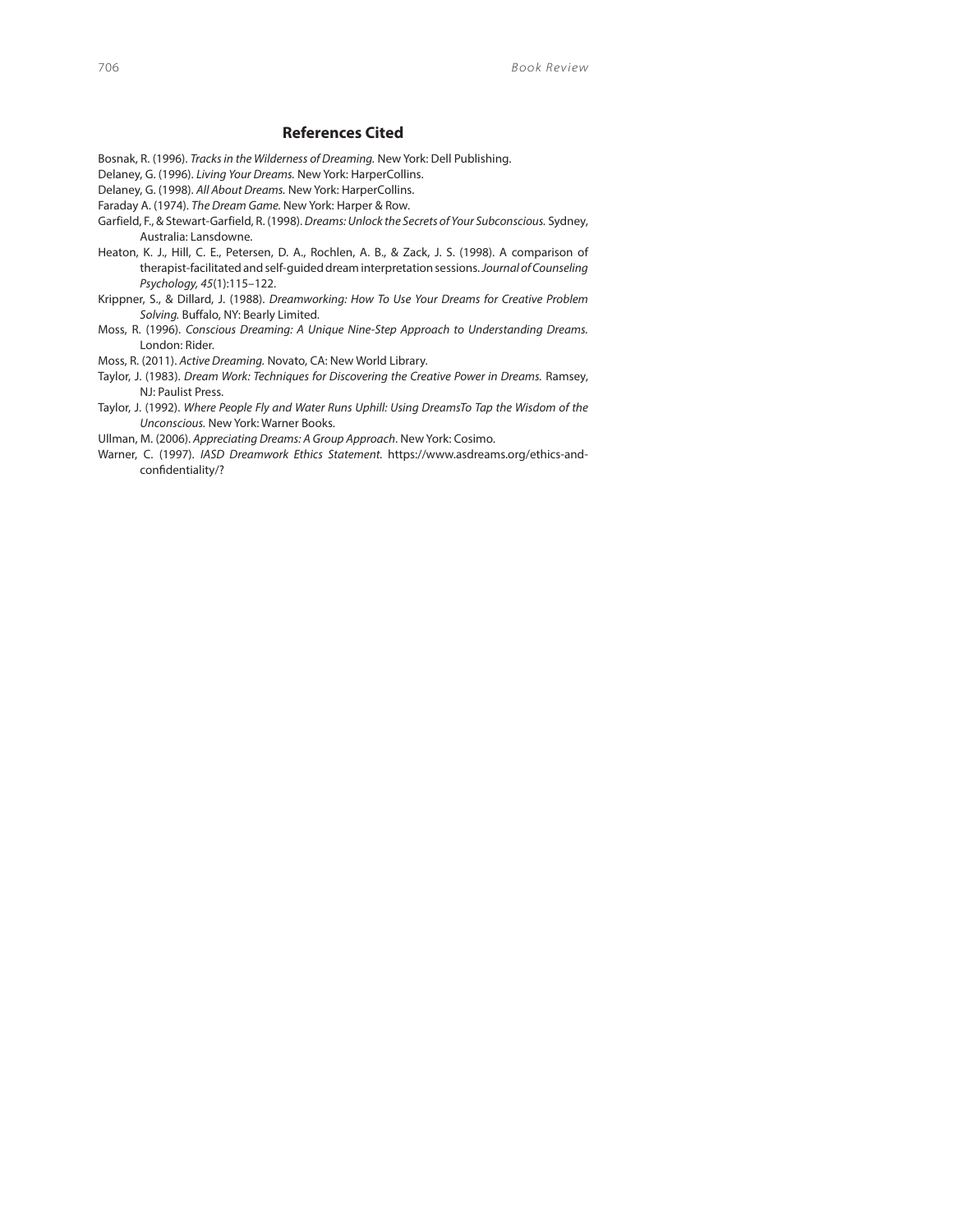## References Cited

Bosnak, R. (1996). *Tracks in the Wilderness of Dreaming.* New York: Dell Publishing.

Delaney, G. (1996). *Living Your Dreams.* New York: HarperCollins.

Delaney, G. (1998). *All About Dreams.* New York: HarperCollins.

Faraday A. (1974). *The Dream Game.* New York: Harper & Row.

Garfield, F., & Stewart-Garfield, R. (1998). *Dreams: Unlock the Secrets of Your Subconscious.* Sydney, Australia: Lansdowne.

Heaton, K. J., Hill, C. E., Petersen, D. A., Rochlen, A. B., & Zack, J. S. (1998). A comparison of therapist-facilitated and self-guided dream interpretation sessions. *Journal of Counseling Psychology, 45*(1):115–122.

Krippner, S., & Dillard, J. (1988). *Dreamworking: How To Use Your Dreams for Creative Problem Solving.* Buffalo, NY: Bearly Limited.

Moss, R. (1996). *Conscious Dreaming: A Unique Nine-Step Approach to Understanding Dreams.* London: Rider.

Moss, R. (2011). *Active Dreaming.* Novato, CA: New World Library.

Taylor, J. (1983). *Dream Work: Techniques for Discovering the Creative Power in Dreams.* Ramsey, NJ: Paulist Press.

Taylor, J. (1992). *Where People Fly and Water Runs Uphill: Using DreamsTo Tap the Wisdom of the Unconscious.* New York: Warner Books.

Ullman, M. (2006). *Appreciating Dreams: A Group Approach*. New York: Cosimo.

Warner, C. (1997). *IASD Dreamwork Ethics Statement.* https://www.asdreams.org/ethics-and-confidentiality/?